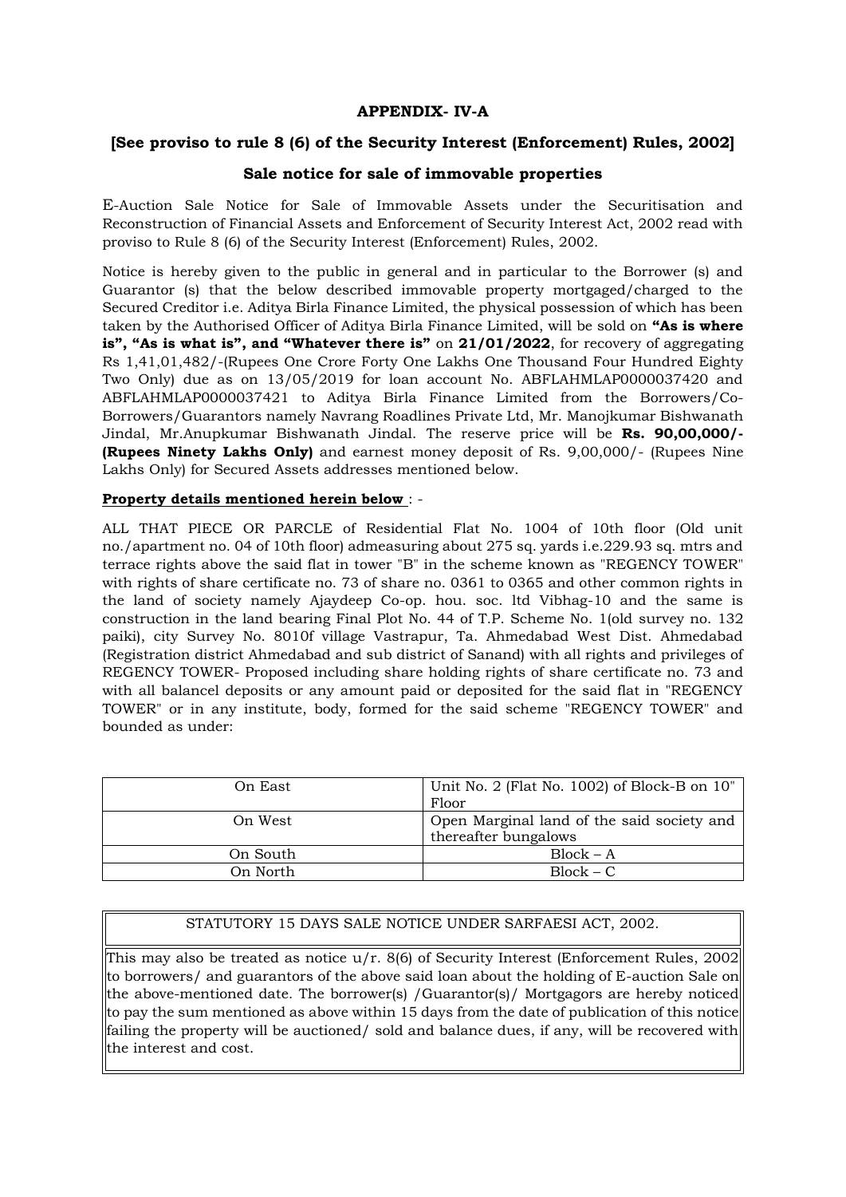**APPENDIX- IV-A**

**[See proviso to rule 8 (6) of the Security Interest (Enforcement) Rules, 2002]**

**Sale notice for sale of immovable properties**

E-Auction Sale Notice for Sale of Immovable Assets under the Securitisation and Reconstruction of Financial Assets and Enforcement of Security Interest Act, 2002 read with proviso to Rule 8 (6) of the Security Interest (Enforcement) Rules, 2002.

Notice is hereby given to the public in general and in particular to the Borrower (s) and Guarantor (s) that the below described immovable property mortgaged/charged to the Secured Creditor i.e. Aditya Birla Finance Limited, the physical possession of which has been taken by the Authorised Officer of Aditya Birla Finance Limited, will be sold on **"As is where is", "As is what is", and "Whatever there is"** on **21/01/2022**, for recovery of aggregating Rs 1,41,01,482/-(Rupees One Crore Forty One Lakhs One Thousand Four Hundred Eighty Two Only) due as on 13/05/2019 for loan account No. ABFLAHMLAP0000037420 and ABFLAHMLAP0000037421 to Aditya Birla Finance Limited from the Borrowers/Co-Borrowers/Guarantors namely Navrang Roadlines Private Ltd, Mr. Manojkumar Bishwanath Jindal, Mr.Anupkumar Bishwanath Jindal. The reserve price will be **Rs. 90,00,000/- (Rupees Ninety Lakhs Only)** and earnest money deposit of Rs. 9,00,000/- (Rupees Nine Lakhs Only) for Secured Assets addresses mentioned below.

**Property details mentioned herein below** : -

ALL THAT PIECE OR PARCLE of Residential Flat No. 1004 of 10th floor (Old unit no./apartment no. 04 of 10th floor) admeasuring about 275 sq. yards i.e.229.93 sq. mtrs and terrace rights above the said flat in tower "B" in the scheme known as "REGENCY TOWER" with rights of share certificate no. 73 of share no. 0361 to 0365 and other common rights in the land of society namely Ajaydeep Co-op. hou. soc. ltd Vibhag-10 and the same is construction in the land bearing Final Plot No. 44 of T.P. Scheme No. 1(old survey no. 132 paiki), city Survey No. 8010f village Vastrapur, Ta. Ahmedabad West Dist. Ahmedabad (Registration district Ahmedabad and sub district of Sanand) with all rights and privileges of REGENCY TOWER- Proposed including share holding rights of share certificate no. 73 and with all balancel deposits or any amount paid or deposited for the said flat in "REGENCY TOWER" or in any institute, body, formed for the said scheme "REGENCY TOWER" and bounded as under:

| | |
|---|---|
| On East | Unit No. 2 (Flat No. 1002) of Block-B on 10" Floor |
| On West | Open Marginal land of the said society and thereafter bungalows |
| On South | Block – A |
| On North | Block – C |

STATUTORY 15 DAYS SALE NOTICE UNDER SARFAESI ACT, 2002.

This may also be treated as notice u/r. 8(6) of Security Interest (Enforcement Rules, 2002 to borrowers/ and guarantors of the above said loan about the holding of E-auction Sale on the above-mentioned date. The borrower(s) /Guarantor(s)/ Mortgagors are hereby noticed to pay the sum mentioned as above within 15 days from the date of publication of this notice failing the property will be auctioned/ sold and balance dues, if any, will be recovered with the interest and cost.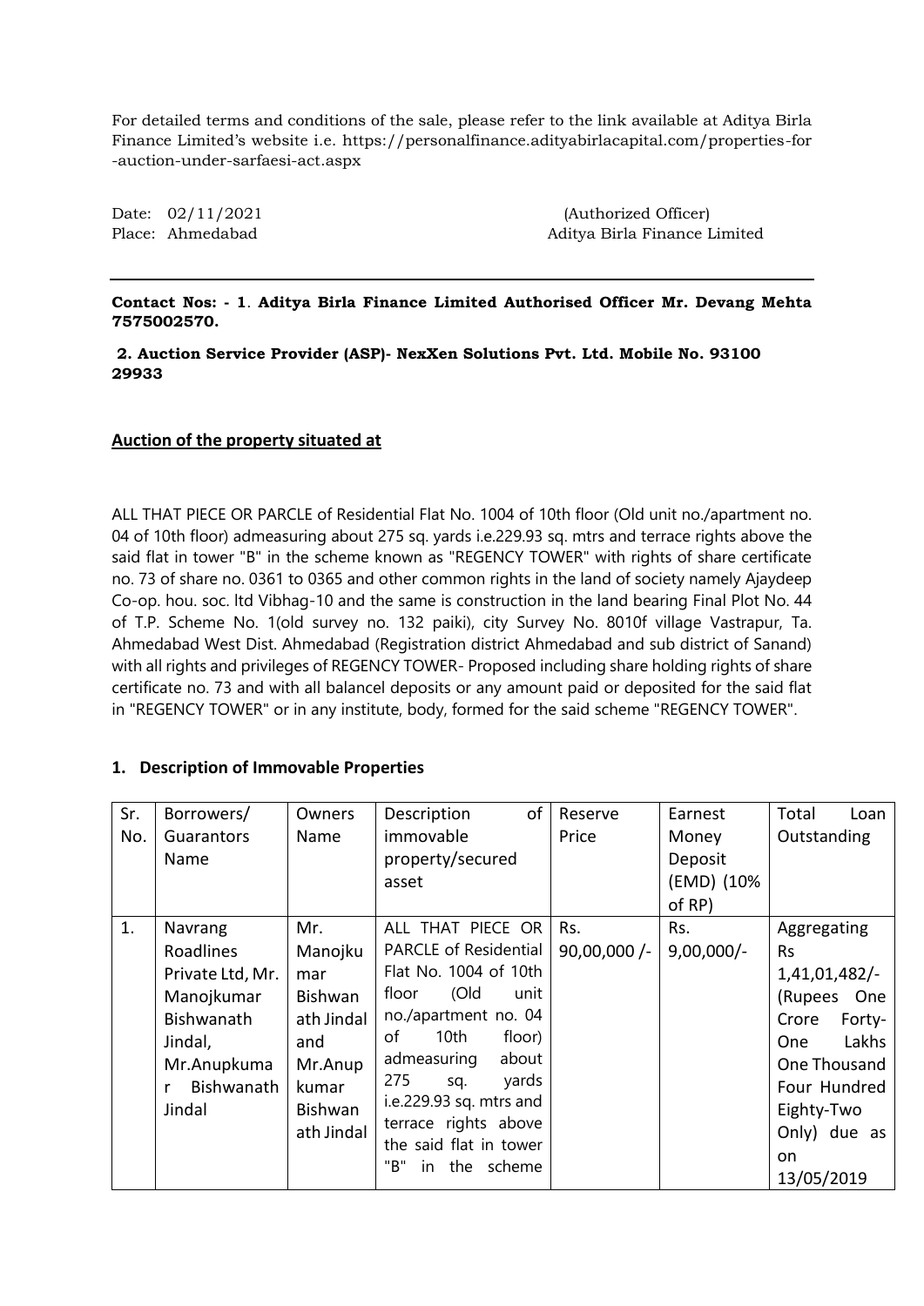For detailed terms and conditions of the sale, please refer to the link available at Aditya Birla Finance Limited's website i.e. https://personalfinance.adityabirlacapital.com/properties-for -auction-under-sarfaesi-act.aspx

Date: 02/11/2021 (Authorized Officer)
Place: Ahmedabad Aditya Birla Finance Limited

---

**Contact Nos: - 1. Aditya Birla Finance Limited Authorised Officer Mr. Devang Mehta 7575002570.**

**2. Auction Service Provider (ASP)- NexXen Solutions Pvt. Ltd. Mobile No. 93100 29933**

**<u>Auction of the property situated at</u>**

ALL THAT PIECE OR PARCLE of Residential Flat No. 1004 of 10th floor (Old unit no./apartment no. 04 of 10th floor) admeasuring about 275 sq. yards i.e.229.93 sq. mtrs and terrace rights above the said flat in tower "B" in the scheme known as "REGENCY TOWER" with rights of share certificate no. 73 of share no. 0361 to 0365 and other common rights in the land of society namely Ajaydeep Co-op. hou. soc. ltd Vibhag-10 and the same is construction in the land bearing Final Plot No. 44 of T.P. Scheme No. 1(old survey no. 132 paiki), city Survey No. 8010f village Vastrapur, Ta. Ahmedabad West Dist. Ahmedabad (Registration district Ahmedabad and sub district of Sanand) with all rights and privileges of REGENCY TOWER- Proposed including share holding rights of share certificate no. 73 and with all balancel deposits or any amount paid or deposited for the said flat in "REGENCY TOWER" or in any institute, body, formed for the said scheme "REGENCY TOWER".

## 1. Description of Immovable Properties

| Sr. No. | Borrowers/ Guarantors Name | Owners Name | Description of immovable property/secured asset | Reserve Price | Earnest Money Deposit (EMD) (10% of RP) | Total Loan Outstanding |
|---|---|---|---|---|---|---|
| 1. | Navrang Roadlines Private Ltd, Mr. Manojkumar Bishwanath Jindal, Mr.Anupkumar Bishwanath Jindal | Mr. Manojkumar Bishwanath Jindal and Mr.Anupkumar Bishwanath Jindal | ALL THAT PIECE OR PARCLE of Residential Flat No. 1004 of 10th floor (Old unit no./apartment no. 04 of 10th floor) admeasuring about 275 sq. yards i.e.229.93 sq. mtrs and terrace rights above the said flat in tower "B" in the scheme | Rs. 90,00,000 /- | Rs. 9,00,000/- | Aggregating Rs 1,41,01,482/- (Rupees One Crore Forty-One Lakhs One Thousand Four Hundred Eighty-Two Only) due as on 13/05/2019 |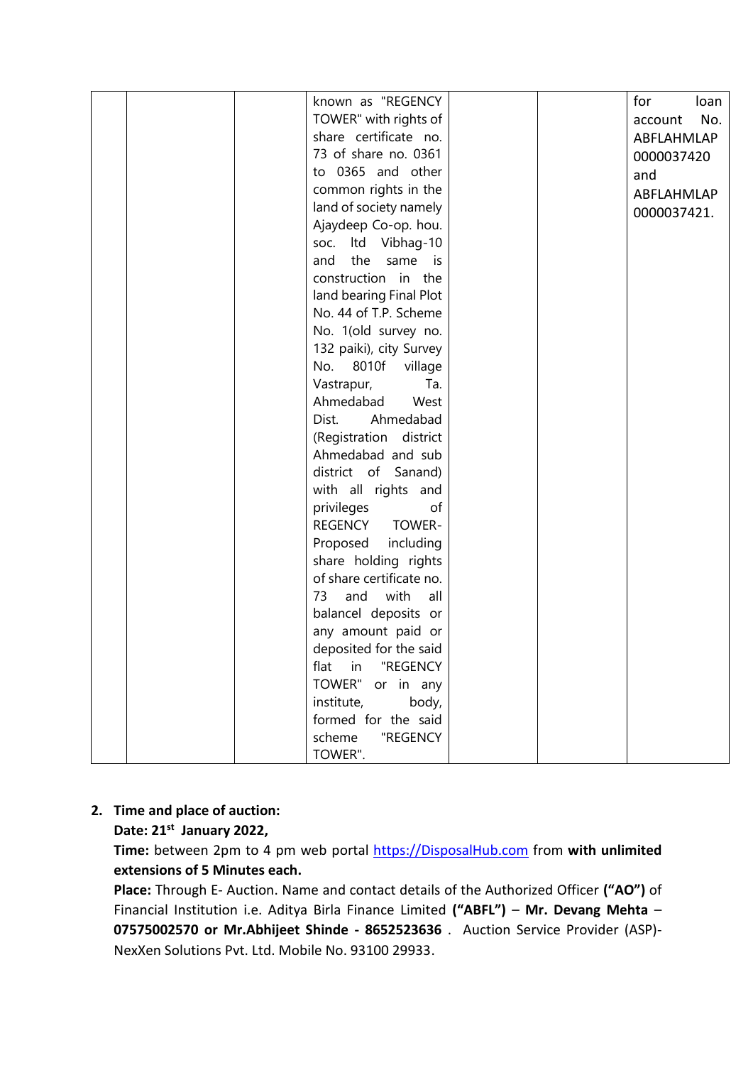| | | | | | | |
|---|---|---|---|---|---|---|
| | | | known as "REGENCY TOWER" with rights of share certificate no. 73 of share no. 0361 to 0365 and other common rights in the land of society namely Ajaydeep Co-op. hou. soc. ltd Vibhag-10 and the same is construction in the land bearing Final Plot No. 44 of T.P. Scheme No. 1(old survey no. 132 paiki), city Survey No. 8010f village Vastrapur, Ta. Ahmedabad West Dist. Ahmedabad (Registration district Ahmedabad and sub district of Sanand) with all rights and privileges of REGENCY TOWER-Proposed including share holding rights of share certificate no. 73 and with all balancel deposits or any amount paid or deposited for the said flat in "REGENCY TOWER" or in any institute, body, formed for the said scheme "REGENCY TOWER". | | | for loan account No. ABFLAHMLAP 0000037420 and ABFLAHMLAP 0000037421. |

2. **Time and place of auction:**

   **Date: 21st January 2022,**

   **Time:** between 2pm to 4 pm web portal https://DisposalHub.com from **with unlimited extensions of 5 Minutes each.**

   **Place:** Through E- Auction. Name and contact details of the Authorized Officer **("AO")** of Financial Institution i.e. Aditya Birla Finance Limited **("ABFL")** – **Mr. Devang Mehta – 07575002570 or Mr.Abhijeet Shinde - 8652523636** . Auction Service Provider (ASP)- NexXen Solutions Pvt. Ltd. Mobile No. 93100 29933.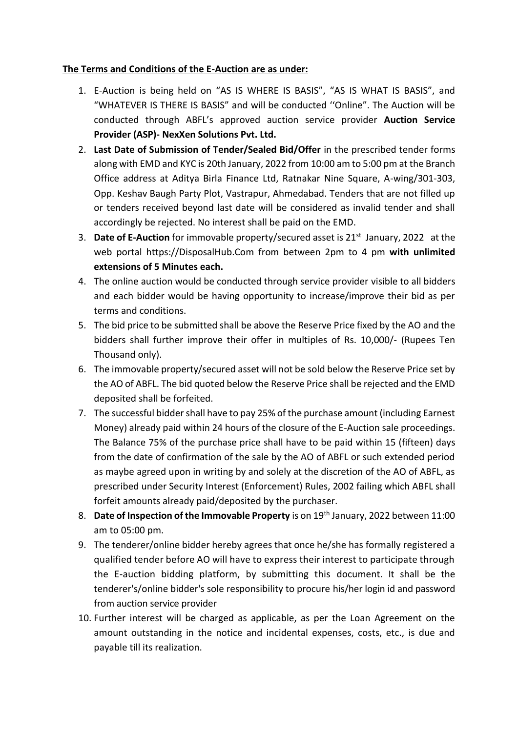**The Terms and Conditions of the E-Auction are as under:**

1. E-Auction is being held on "AS IS WHERE IS BASIS", "AS IS WHAT IS BASIS", and "WHATEVER IS THERE IS BASIS" and will be conducted ''Online". The Auction will be conducted through ABFL's approved auction service provider **Auction Service Provider (ASP)- NexXen Solutions Pvt. Ltd.**
2. **Last Date of Submission of Tender/Sealed Bid/Offer** in the prescribed tender forms along with EMD and KYC is 20th January, 2022 from 10:00 am to 5:00 pm at the Branch Office address at Aditya Birla Finance Ltd, Ratnakar Nine Square, A-wing/301-303, Opp. Keshav Baugh Party Plot, Vastrapur, Ahmedabad. Tenders that are not filled up or tenders received beyond last date will be considered as invalid tender and shall accordingly be rejected. No interest shall be paid on the EMD.
3. **Date of E-Auction** for immovable property/secured asset is 21st January, 2022 at the web portal https://DisposalHub.Com from between 2pm to 4 pm **with unlimited extensions of 5 Minutes each.**
4. The online auction would be conducted through service provider visible to all bidders and each bidder would be having opportunity to increase/improve their bid as per terms and conditions.
5. The bid price to be submitted shall be above the Reserve Price fixed by the AO and the bidders shall further improve their offer in multiples of Rs. 10,000/- (Rupees Ten Thousand only).
6. The immovable property/secured asset will not be sold below the Reserve Price set by the AO of ABFL. The bid quoted below the Reserve Price shall be rejected and the EMD deposited shall be forfeited.
7. The successful bidder shall have to pay 25% of the purchase amount (including Earnest Money) already paid within 24 hours of the closure of the E-Auction sale proceedings. The Balance 75% of the purchase price shall have to be paid within 15 (fifteen) days from the date of confirmation of the sale by the AO of ABFL or such extended period as maybe agreed upon in writing by and solely at the discretion of the AO of ABFL, as prescribed under Security Interest (Enforcement) Rules, 2002 failing which ABFL shall forfeit amounts already paid/deposited by the purchaser.
8. **Date of Inspection of the Immovable Property** is on 19th January, 2022 between 11:00 am to 05:00 pm.
9. The tenderer/online bidder hereby agrees that once he/she has formally registered a qualified tender before AO will have to express their interest to participate through the E-auction bidding platform, by submitting this document. It shall be the tenderer's/online bidder's sole responsibility to procure his/her login id and password from auction service provider
10. Further interest will be charged as applicable, as per the Loan Agreement on the amount outstanding in the notice and incidental expenses, costs, etc., is due and payable till its realization.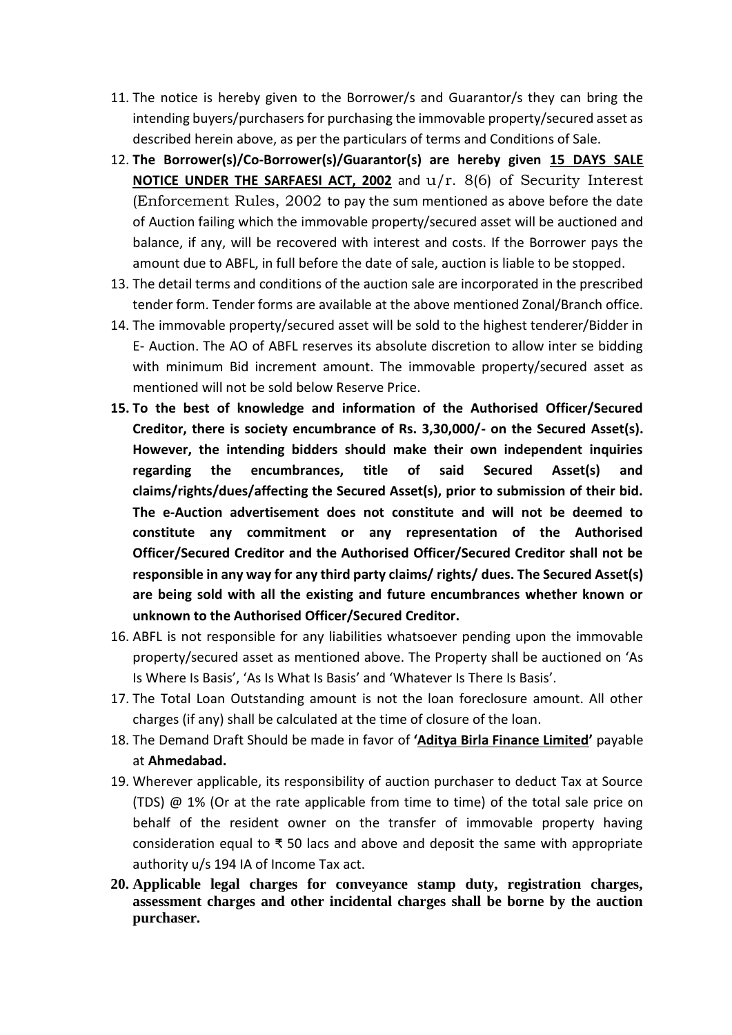11. The notice is hereby given to the Borrower/s and Guarantor/s they can bring the intending buyers/purchasers for purchasing the immovable property/secured asset as described herein above, as per the particulars of terms and Conditions of Sale.
12. **The Borrower(s)/Co-Borrower(s)/Guarantor(s) are hereby given <u>15 DAYS SALE NOTICE UNDER THE SARFAESI ACT, 2002</u>** and u/r. 8(6) of Security Interest (Enforcement Rules, 2002 to pay the sum mentioned as above before the date of Auction failing which the immovable property/secured asset will be auctioned and balance, if any, will be recovered with interest and costs. If the Borrower pays the amount due to ABFL, in full before the date of sale, auction is liable to be stopped.
13. The detail terms and conditions of the auction sale are incorporated in the prescribed tender form. Tender forms are available at the above mentioned Zonal/Branch office.
14. The immovable property/secured asset will be sold to the highest tenderer/Bidder in E- Auction. The AO of ABFL reserves its absolute discretion to allow inter se bidding with minimum Bid increment amount. The immovable property/secured asset as mentioned will not be sold below Reserve Price.
15. **To the best of knowledge and information of the Authorised Officer/Secured Creditor, there is society encumbrance of Rs. 3,30,000/- on the Secured Asset(s). However, the intending bidders should make their own independent inquiries regarding the encumbrances, title of said Secured Asset(s) and claims/rights/dues/affecting the Secured Asset(s), prior to submission of their bid. The e-Auction advertisement does not constitute and will not be deemed to constitute any commitment or any representation of the Authorised Officer/Secured Creditor and the Authorised Officer/Secured Creditor shall not be responsible in any way for any third party claims/ rights/ dues. The Secured Asset(s) are being sold with all the existing and future encumbrances whether known or unknown to the Authorised Officer/Secured Creditor.**
16. ABFL is not responsible for any liabilities whatsoever pending upon the immovable property/secured asset as mentioned above. The Property shall be auctioned on 'As Is Where Is Basis', 'As Is What Is Basis' and 'Whatever Is There Is Basis'.
17. The Total Loan Outstanding amount is not the loan foreclosure amount. All other charges (if any) shall be calculated at the time of closure of the loan.
18. The Demand Draft Should be made in favor of **'<u>Aditya Birla Finance Limited</u>'** payable at **Ahmedabad.**
19. Wherever applicable, its responsibility of auction purchaser to deduct Tax at Source (TDS) @ 1% (Or at the rate applicable from time to time) of the total sale price on behalf of the resident owner on the transfer of immovable property having consideration equal to ₹ 50 lacs and above and deposit the same with appropriate authority u/s 194 IA of Income Tax act.
20. **Applicable legal charges for conveyance stamp duty, registration charges, assessment charges and other incidental charges shall be borne by the auction purchaser.**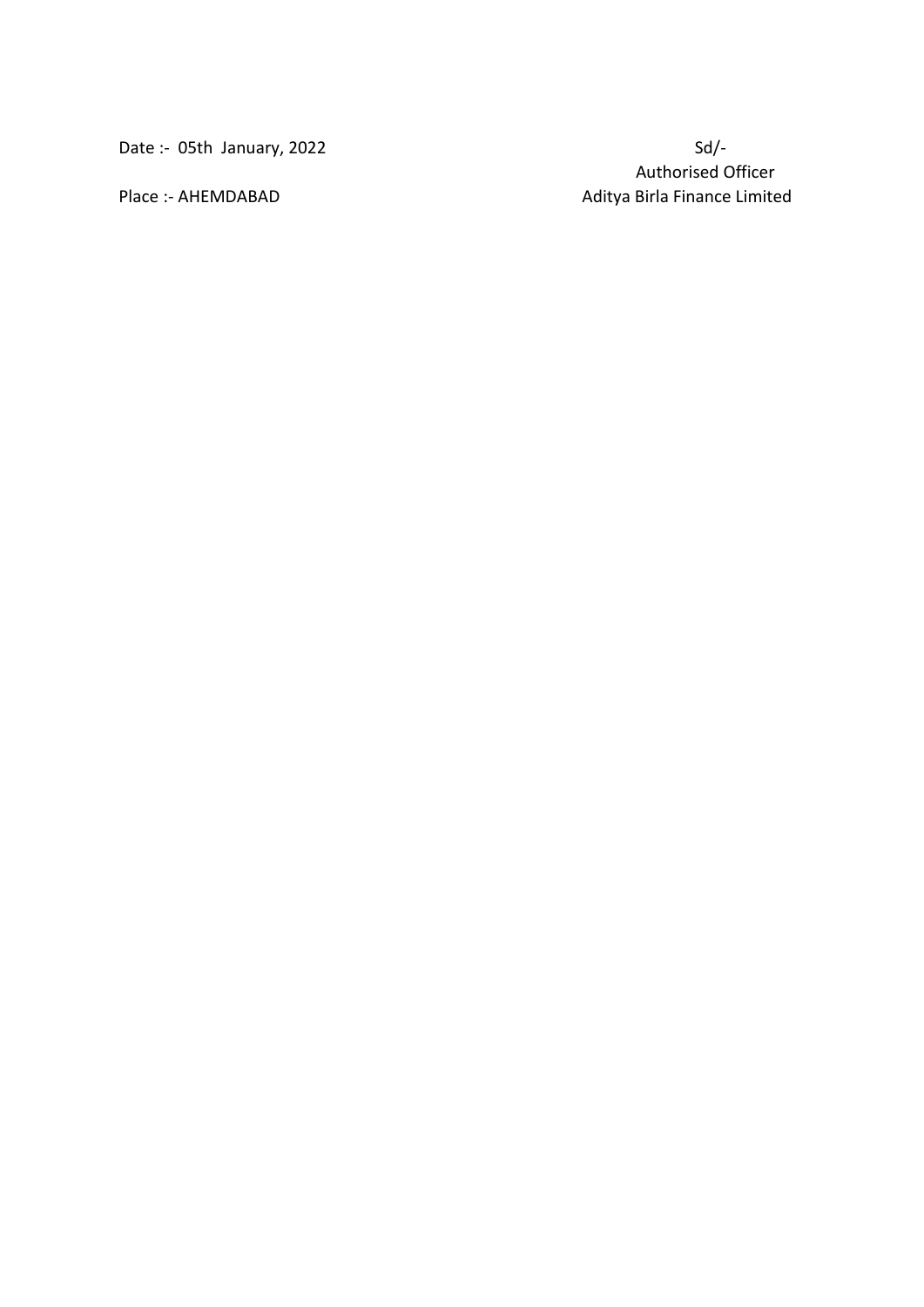Date :- 05th January, 2022

Place :- AHEMDABAD

Sd/-

Authorised Officer

Aditya Birla Finance Limited